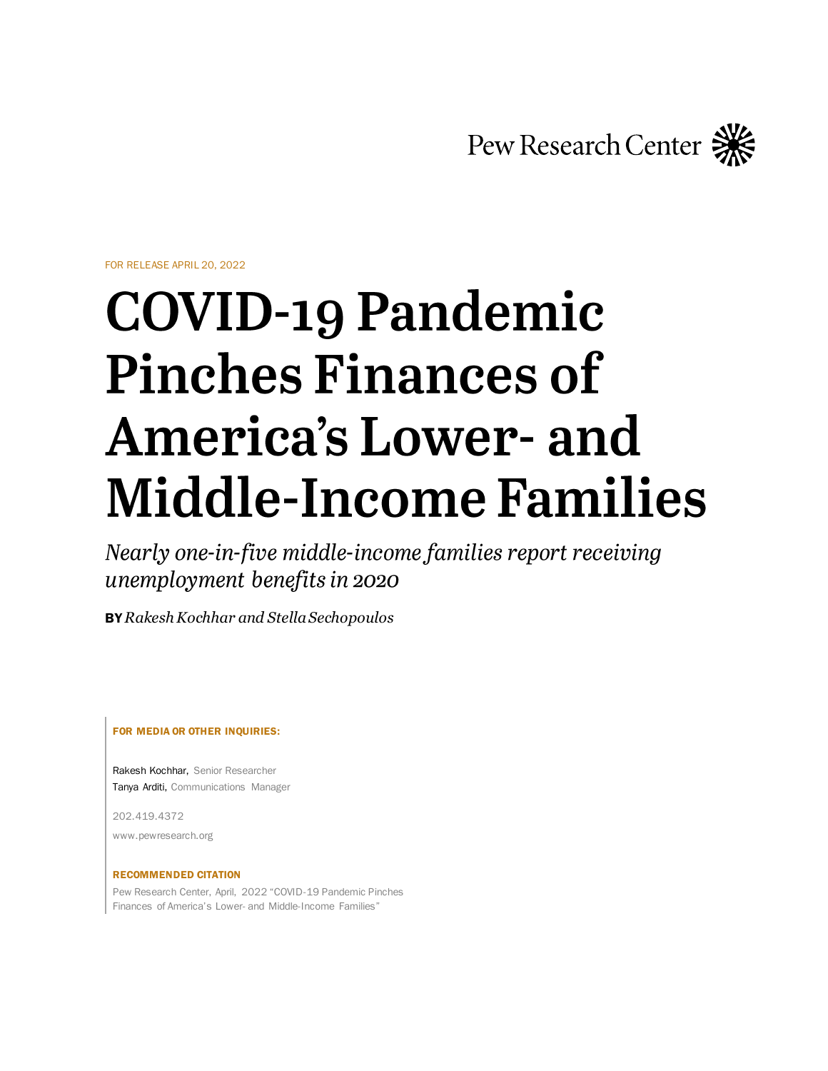Pew Research Center

FOR RELEASE APRIL 20, 2022

# COVID-19 Pandemic Pinches Finances of America's Lower- and Middle-Income Families

*Nearly one-in-five middle-income families report receiving unemployment benefits in 2020*

**BY** *Rakesh Kochhar and Stella Sechopoulos*

**FOR MEDIA OR OTHER INQUIRIES:**

Rakesh Kochhar, Senior Researcher
Tanya Arditi, Communications Manager

202.419.4372

www.pewresearch.org

**RECOMMENDED CITATION**

Pew Research Center, April, 2022 "COVID-19 Pandemic Pinches Finances of America's Lower- and Middle-Income Families"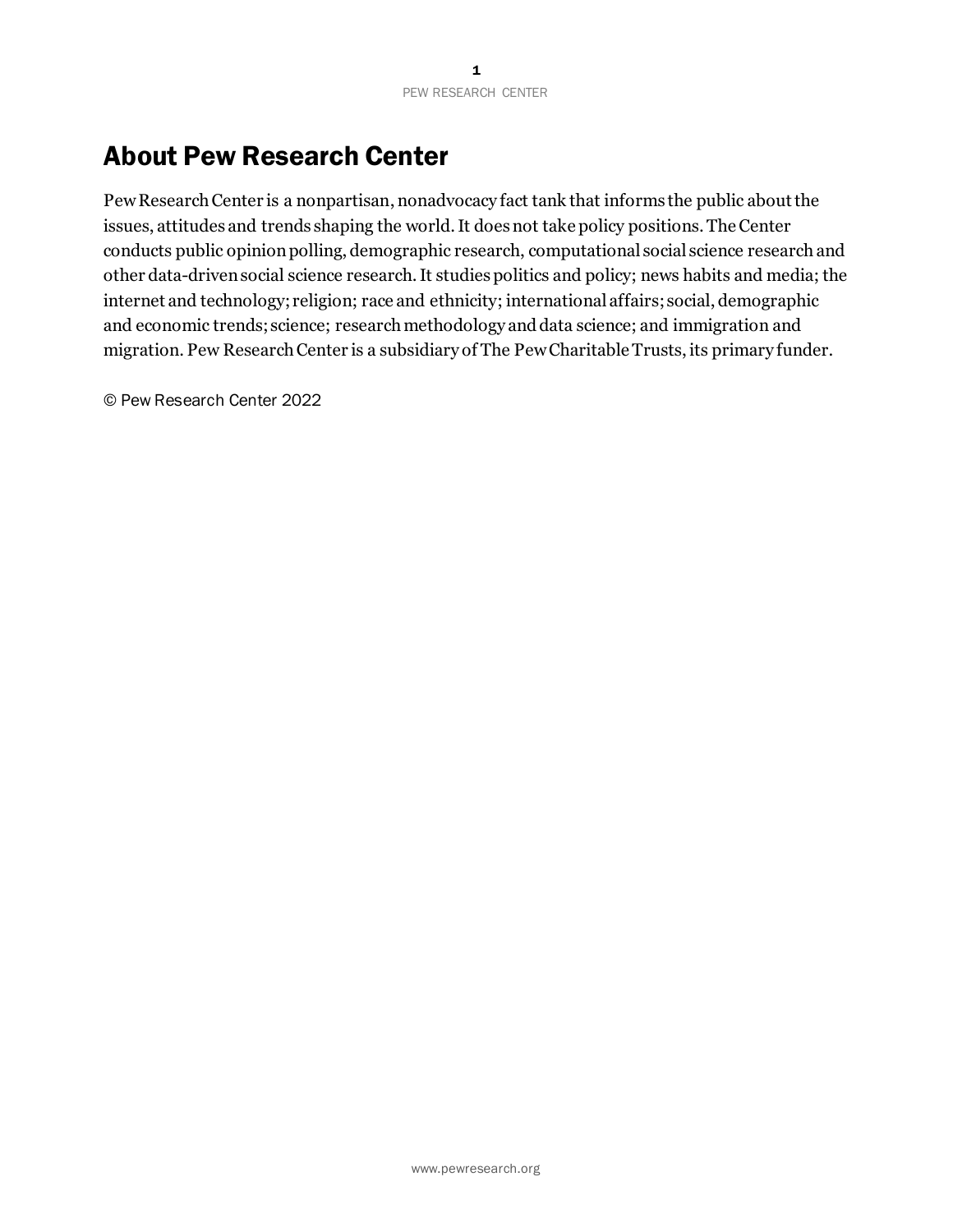# About Pew Research Center

Pew Research Center is a nonpartisan, nonadvocacy fact tank that informs the public about the issues, attitudes and trends shaping the world. It does not take policy positions. The Center conducts public opinion polling, demographic research, computational social science research and other data-driven social science research. It studies politics and policy; news habits and media; the internet and technology; religion; race and ethnicity; international affairs; social, demographic and economic trends; science; research methodology and data science; and immigration and migration. Pew Research Center is a subsidiary of The Pew Charitable Trusts, its primary funder.

© Pew Research Center 2022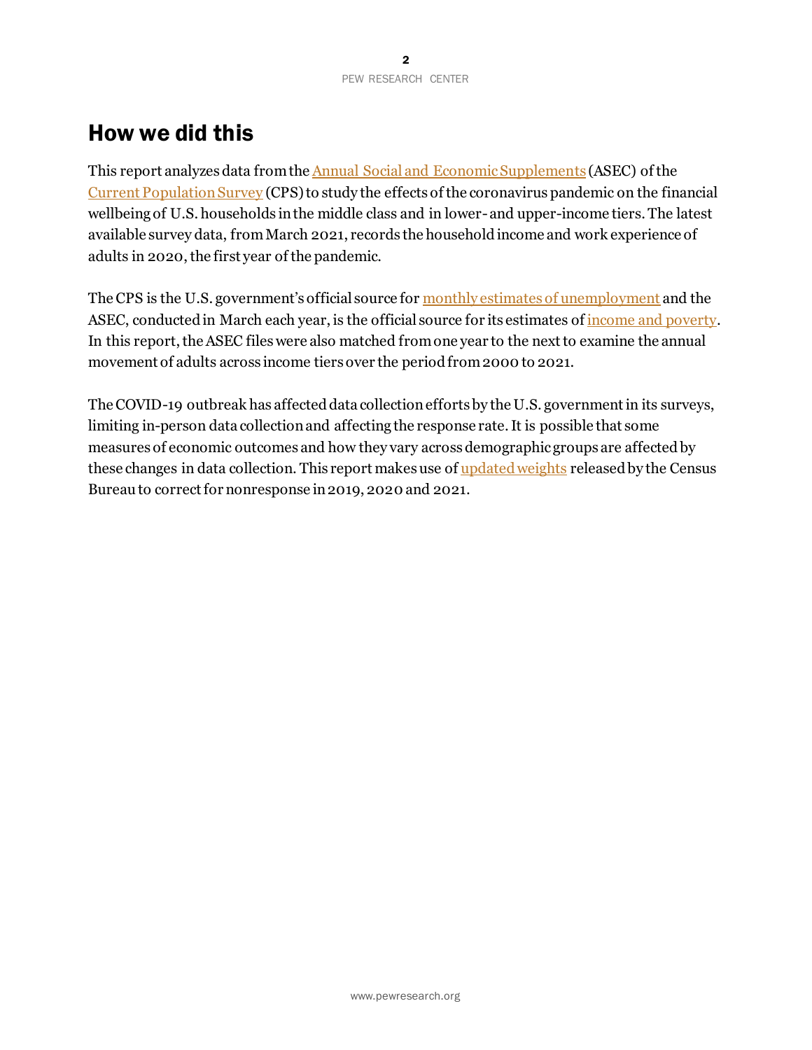## How we did this

This report analyzes data from the Annual Social and Economic Supplements (ASEC) of the Current Population Survey (CPS) to study the effects of the coronavirus pandemic on the financial wellbeing of U.S. households in the middle class and in lower- and upper-income tiers. The latest available survey data, from March 2021, records the household income and work experience of adults in 2020, the first year of the pandemic.

The CPS is the U.S. government's official source for monthly estimates of unemployment and the ASEC, conducted in March each year, is the official source for its estimates of income and poverty. In this report, the ASEC files were also matched from one year to the next to examine the annual movement of adults across income tiers over the period from 2000 to 2021.

The COVID-19 outbreak has affected data collection efforts by the U.S. government in its surveys, limiting in-person data collection and affecting the response rate. It is possible that some measures of economic outcomes and how they vary across demographic groups are affected by these changes in data collection. This report makes use of updated weights released by the Census Bureau to correct for nonresponse in 2019, 2020 and 2021.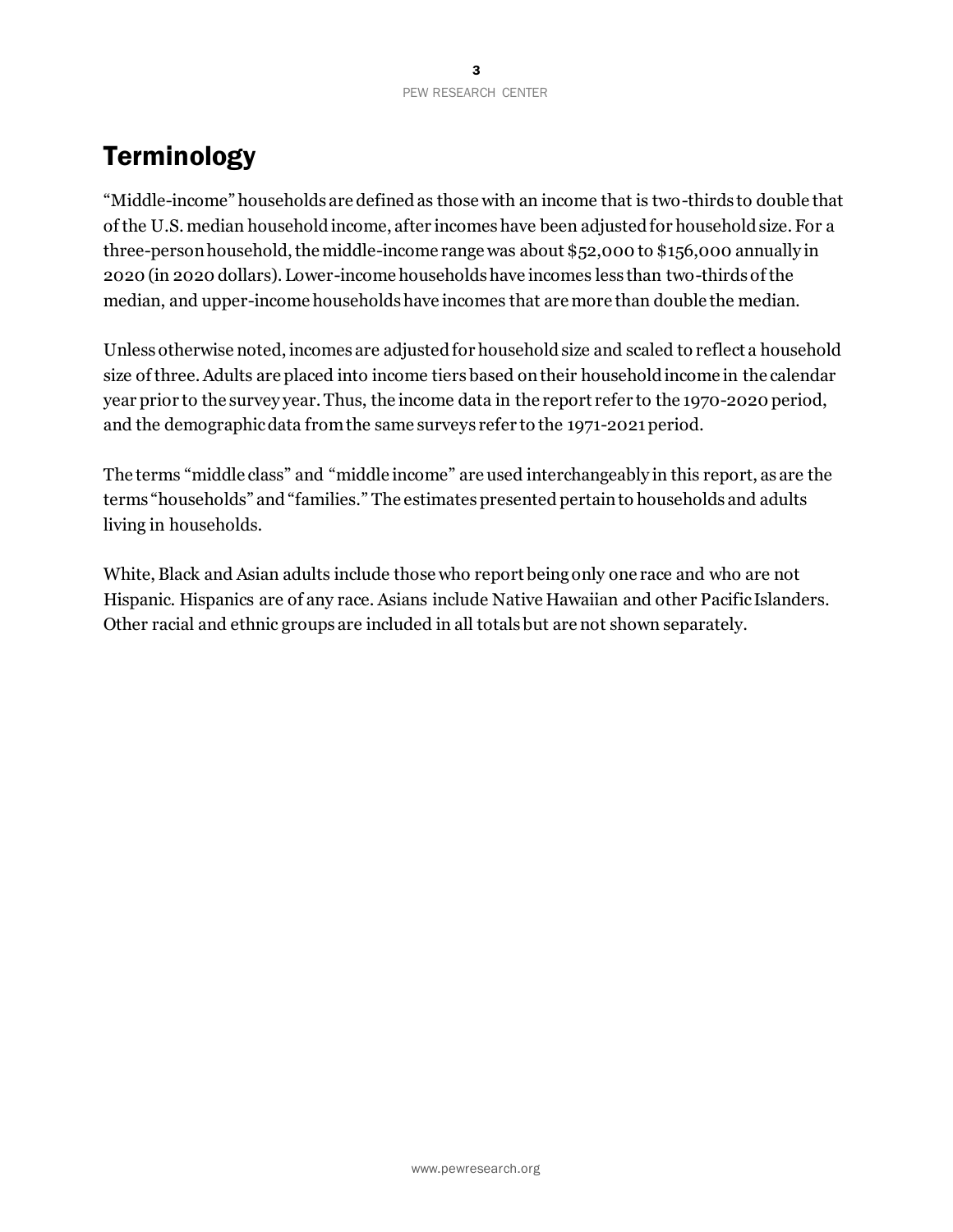# Terminology

"Middle-income" households are defined as those with an income that is two-thirds to double that of the U.S. median household income, after incomes have been adjusted for household size. For a three-person household, the middle-income range was about $52,000 to $156,000 annually in 2020 (in 2020 dollars). Lower-income households have incomes less than two-thirds of the median, and upper-income households have incomes that are more than double the median.

Unless otherwise noted, incomes are adjusted for household size and scaled to reflect a household size of three. Adults are placed into income tiers based on their household income in the calendar year prior to the survey year. Thus, the income data in the report refer to the 1970-2020 period, and the demographic data from the same surveys refer to the 1971-2021 period.

The terms "middle class" and "middle income" are used interchangeably in this report, as are the terms "households" and "families." The estimates presented pertain to households and adults living in households.

White, Black and Asian adults include those who report being only one race and who are not Hispanic. Hispanics are of any race. Asians include Native Hawaiian and other Pacific Islanders. Other racial and ethnic groups are included in all totals but are not shown separately.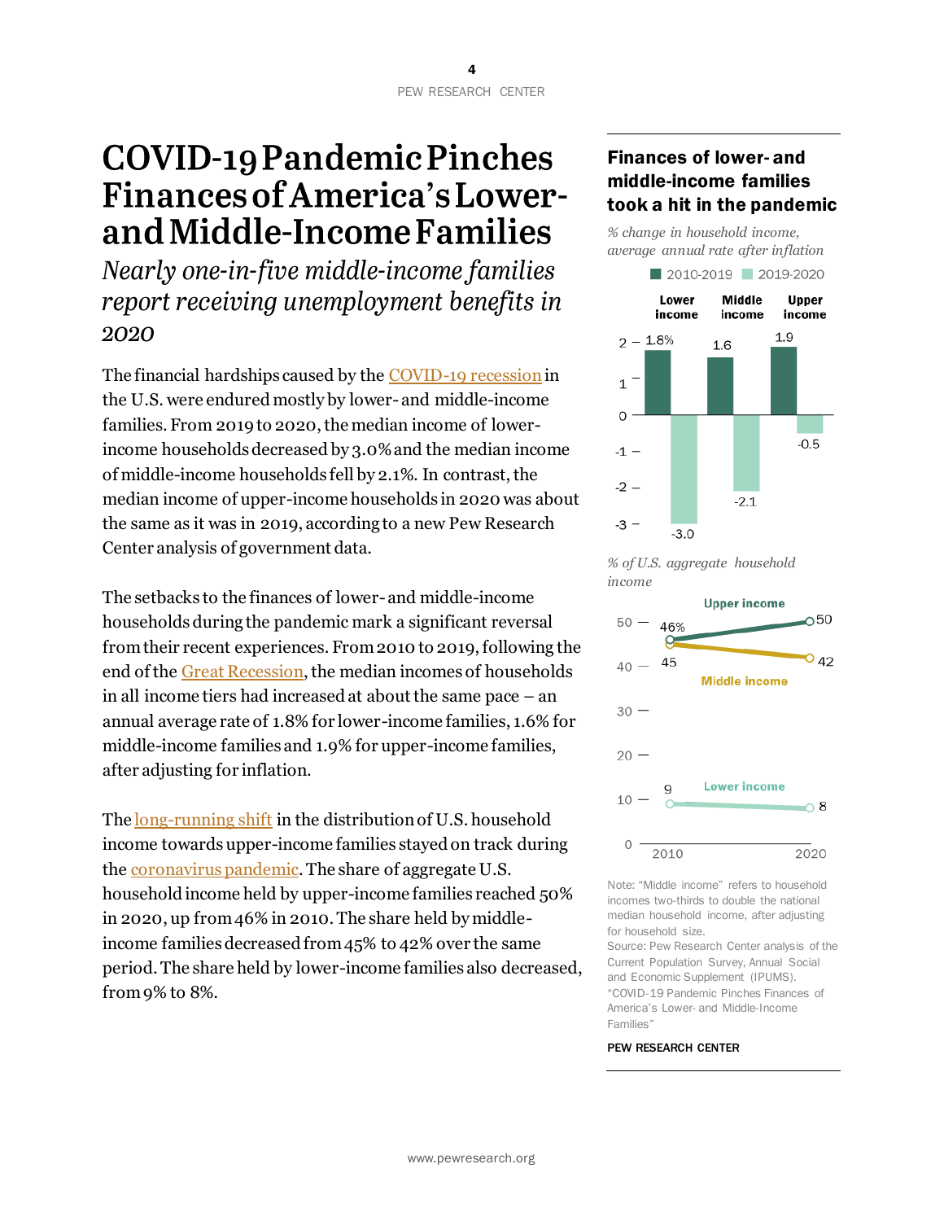# COVID-19 Pandemic Pinches Finances of America's Lower- and Middle-Income Families

*Nearly one-in-five middle-income families report receiving unemployment benefits in 2020*

The financial hardships caused by the COVID-19 recession in the U.S. were endured mostly by lower- and middle-income families. From 2019 to 2020, the median income of lower-income households decreased by 3.0% and the median income of middle-income households fell by 2.1%. In contrast, the median income of upper-income households in 2020 was about the same as it was in 2019, according to a new Pew Research Center analysis of government data.

The setbacks to the finances of lower- and middle-income households during the pandemic mark a significant reversal from their recent experiences. From 2010 to 2019, following the end of the Great Recession, the median incomes of households in all income tiers had increased at about the same pace – an annual average rate of 1.8% for lower-income families, 1.6% for middle-income families and 1.9% for upper-income families, after adjusting for inflation.

The long-running shift in the distribution of U.S. household income towards upper-income families stayed on track during the coronavirus pandemic. The share of aggregate U.S. household income held by upper-income families reached 50% in 2020, up from 46% in 2010. The share held by middle-income families decreased from 45% to 42% over the same period. The share held by lower-income families also decreased, from 9% to 8%.

### Finances of lower- and middle-income families took a hit in the pandemic

*% change in household income, average annual rate after inflation*

| | 2010-2019 | 2019-2020 |
|---|---|---|
| Lower income | 1.8% | -3.0 |
| Middle income | 1.6 | -2.1 |
| Upper income | 1.9 | -0.5 |

*% of U.S. aggregate household income*

| | 2010 | 2020 |
|---|---|---|
| Upper income | 46% | 50 |
| Middle income | 45 | 42 |
| Lower income | 9 | 8 |

Note: "Middle income" refers to household incomes two-thirds to double the national median household income, after adjusting for household size.

Source: Pew Research Center analysis of the Current Population Survey, Annual Social and Economic Supplement (IPUMS).

"COVID-19 Pandemic Pinches Finances of America's Lower- and Middle-Income Families"

PEW RESEARCH CENTER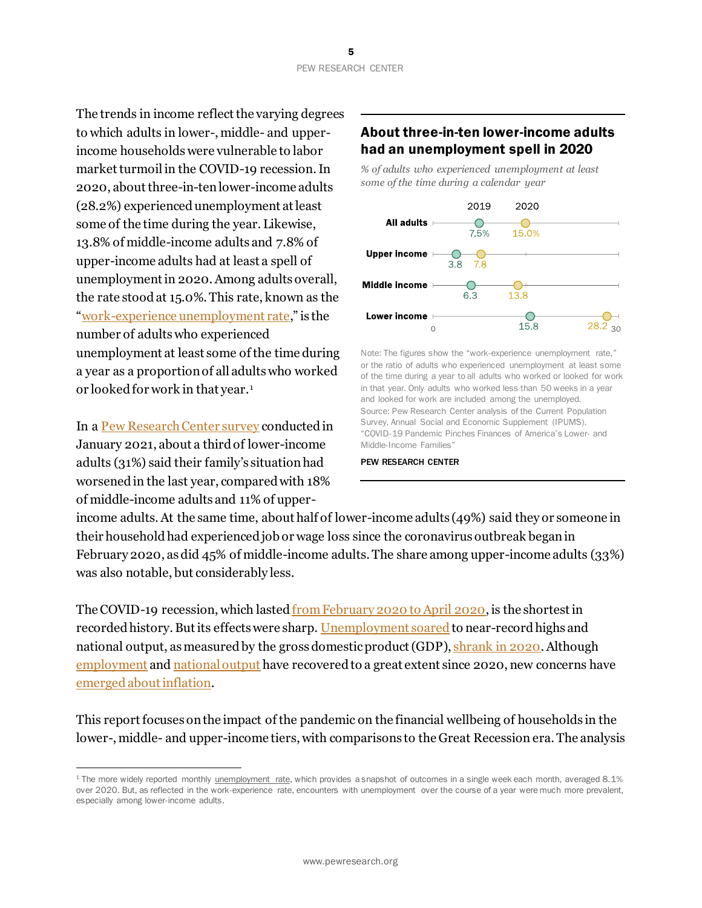The trends in income reflect the varying degrees to which adults in lower-, middle- and upper-income households were vulnerable to labor market turmoil in the COVID-19 recession. In 2020, about three-in-ten lower-income adults (28.2%) experienced unemployment at least some of the time during the year. Likewise, 13.8% of middle-income adults and 7.8% of upper-income adults had at least a spell of unemployment in 2020. Among adults overall, the rate stood at 15.0%. This rate, known as the "work-experience unemployment rate," is the number of adults who experienced unemployment at least some of the time during a year as a proportion of all adults who worked or looked for work in that year.[1]

### About three-in-ten lower-income adults had an unemployment spell in 2020

*% of adults who experienced unemployment at least some of the time during a calendar year*

| | 2019 | 2020 |
|---|---|---|
| All adults | 7.5% | 15.0% |
| Upper income | 3.8 | 7.8 |
| Middle income | 6.3 | 13.8 |
| Lower income | 15.8 | 28.2 |

Note: The figures show the "work-experience unemployment rate," or the ratio of adults who experienced unemployment at least some of the time during a year to all adults who worked or looked for work in that year. Only adults who worked less than 50 weeks in a year and looked for work are included among the unemployed.
Source: Pew Research Center analysis of the Current Population Survey, Annual Social and Economic Supplement (IPUMS).
"COVID-19 Pandemic Pinches Finances of America's Lower- and Middle-Income Families"

PEW RESEARCH CENTER

In a Pew Research Center survey conducted in January 2021, about a third of lower-income adults (31%) said their family's situation had worsened in the last year, compared with 18% of middle-income adults and 11% of upper-income adults. At the same time, about half of lower-income adults (49%) said they or someone in their household had experienced job or wage loss since the coronavirus outbreak began in February 2020, as did 45% of middle-income adults. The share among upper-income adults (33%) was also notable, but considerably less.

The COVID-19 recession, which lasted from February 2020 to April 2020, is the shortest in recorded history. But its effects were sharp. Unemployment soared to near-record highs and national output, as measured by the gross domestic product (GDP), shrank in 2020. Although employment and national output have recovered to a great extent since 2020, new concerns have emerged about inflation.

This report focuses on the impact of the pandemic on the financial wellbeing of households in the lower-, middle- and upper-income tiers, with comparisons to the Great Recession era. The analysis

---

[1] The more widely reported monthly unemployment rate, which provides a snapshot of outcomes in a single week each month, averaged 8.1% over 2020. But, as reflected in the work-experience rate, encounters with unemployment over the course of a year were much more prevalent, especially among lower-income adults.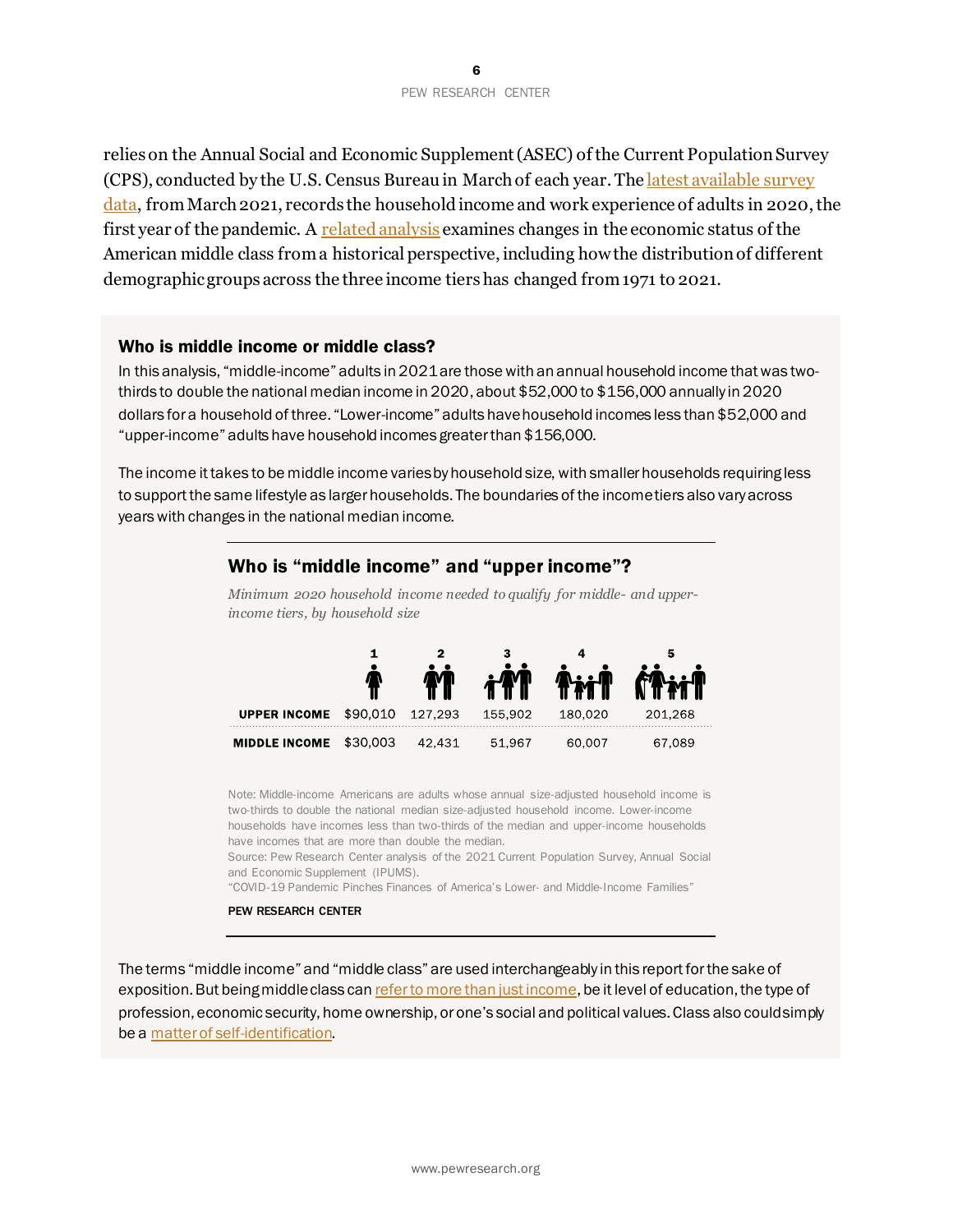relies on the Annual Social and Economic Supplement (ASEC) of the Current Population Survey (CPS), conducted by the U.S. Census Bureau in March of each year. The latest available survey data, from March 2021, records the household income and work experience of adults in 2020, the first year of the pandemic. A related analysis examines changes in the economic status of the American middle class from a historical perspective, including how the distribution of different demographic groups across the three income tiers has changed from 1971 to 2021.

### Who is middle income or middle class?

In this analysis, "middle-income" adults in 2021 are those with an annual household income that was two-thirds to double the national median income in 2020, about $52,000 to $156,000 annually in 2020 dollars for a household of three. "Lower-income" adults have household incomes less than $52,000 and "upper-income" adults have household incomes greater than $156,000.

The income it takes to be middle income varies by household size, with smaller households requiring less to support the same lifestyle as larger households. The boundaries of the income tiers also vary across years with changes in the national median income.

#### Who is "middle income" and "upper income"?

*Minimum 2020 household income needed to qualify for middle- and upper-income tiers, by household size*

| | 1 | 2 | 3 | 4 | 5 |
|---|---|---|---|---|---|
| **UPPER INCOME** | $90,010 | 127,293 | 155,902 | 180,020 | 201,268 |
| **MIDDLE INCOME** | $30,003 | 42,431 | 51,967 | 60,007 | 67,089 |

Note: Middle-income Americans are adults whose annual size-adjusted household income is two-thirds to double the national median size-adjusted household income. Lower-income households have incomes less than two-thirds of the median and upper-income households have incomes that are more than double the median.
Source: Pew Research Center analysis of the 2021 Current Population Survey, Annual Social and Economic Supplement (IPUMS).
"COVID-19 Pandemic Pinches Finances of America's Lower- and Middle-Income Families"

PEW RESEARCH CENTER

The terms "middle income" and "middle class" are used interchangeably in this report for the sake of exposition. But being middle class can refer to more than just income, be it level of education, the type of profession, economic security, home ownership, or one's social and political values. Class also could simply be a matter of self-identification.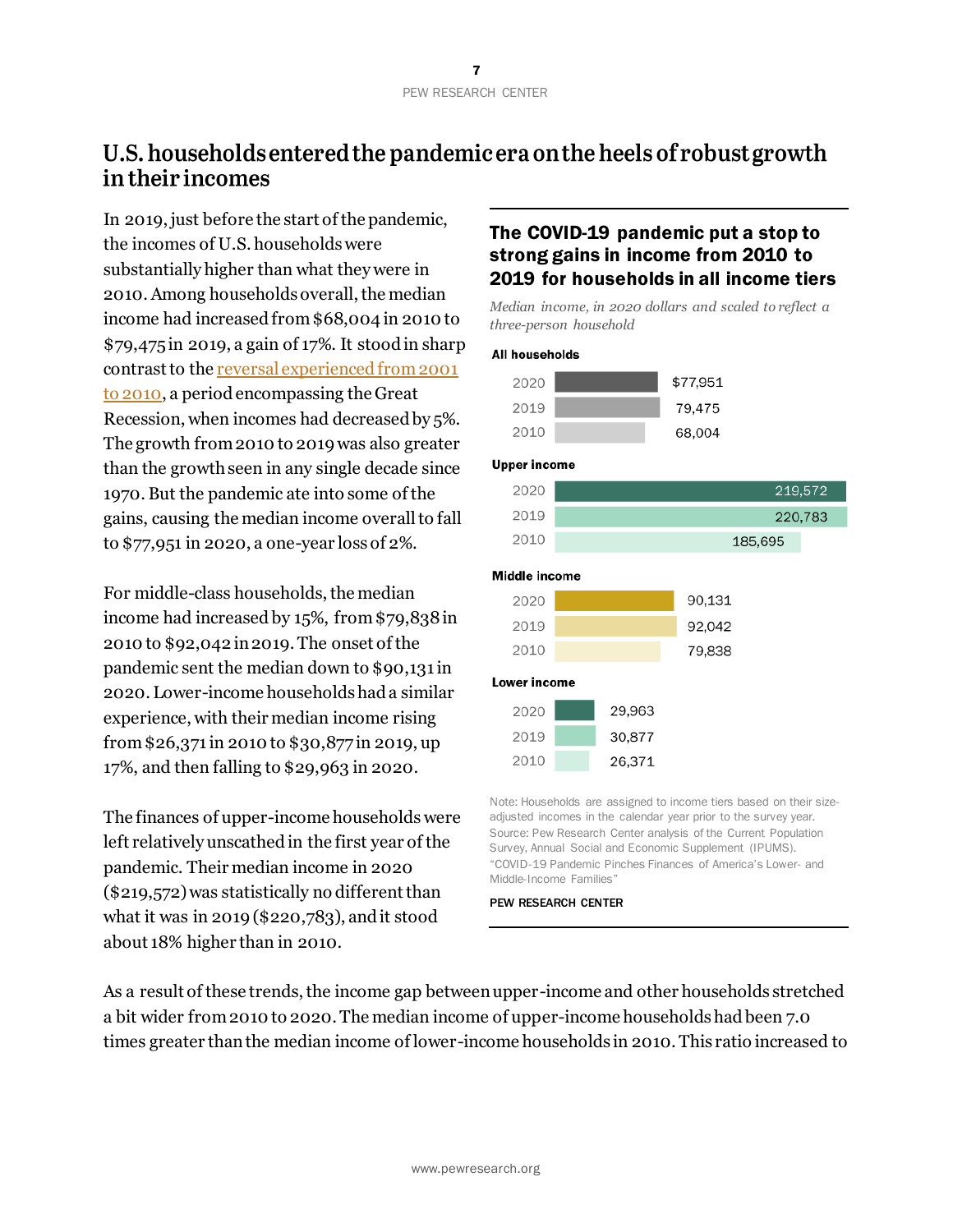## U.S. households entered the pandemic era on the heels of robust growth in their incomes

In 2019, just before the start of the pandemic, the incomes of U.S. households were substantially higher than what they were in 2010. Among households overall, the median income had increased from $68,004 in 2010 to $79,475 in 2019, a gain of 17%. It stood in sharp contrast to the reversal experienced from 2001 to 2010, a period encompassing the Great Recession, when incomes had decreased by 5%. The growth from 2010 to 2019 was also greater than the growth seen in any single decade since 1970. But the pandemic ate into some of the gains, causing the median income overall to fall to $77,951 in 2020, a one-year loss of 2%.

For middle-class households, the median income had increased by 15%, from $79,838 in 2010 to $92,042 in 2019. The onset of the pandemic sent the median down to $90,131 in 2020. Lower-income households had a similar experience, with their median income rising from $26,371 in 2010 to $30,877 in 2019, up 17%, and then falling to $29,963 in 2020.

The finances of upper-income households were left relatively unscathed in the first year of the pandemic. Their median income in 2020 ($219,572) was statistically no different than what it was in 2019 ($220,783), and it stood about 18% higher than in 2010.

**The COVID-19 pandemic put a stop to strong gains in income from 2010 to 2019 for households in all income tiers**

*Median income, in 2020 dollars and scaled to reflect a three-person household*

| | 2020 | 2019 | 2010 |
|---|---|---|---|
| All households | $77,951 | 79,475 | 68,004 |
| Upper income | 219,572 | 220,783 | 185,695 |
| Middle income | 90,131 | 92,042 | 79,838 |
| Lower income | 29,963 | 30,877 | 26,371 |

Note: Households are assigned to income tiers based on their size-adjusted incomes in the calendar year prior to the survey year.
Source: Pew Research Center analysis of the Current Population Survey, Annual Social and Economic Supplement (IPUMS).
"COVID-19 Pandemic Pinches Finances of America's Lower- and Middle-Income Families"

PEW RESEARCH CENTER

As a result of these trends, the income gap between upper-income and other households stretched a bit wider from 2010 to 2020. The median income of upper-income households had been 7.0 times greater than the median income of lower-income households in 2010. This ratio increased to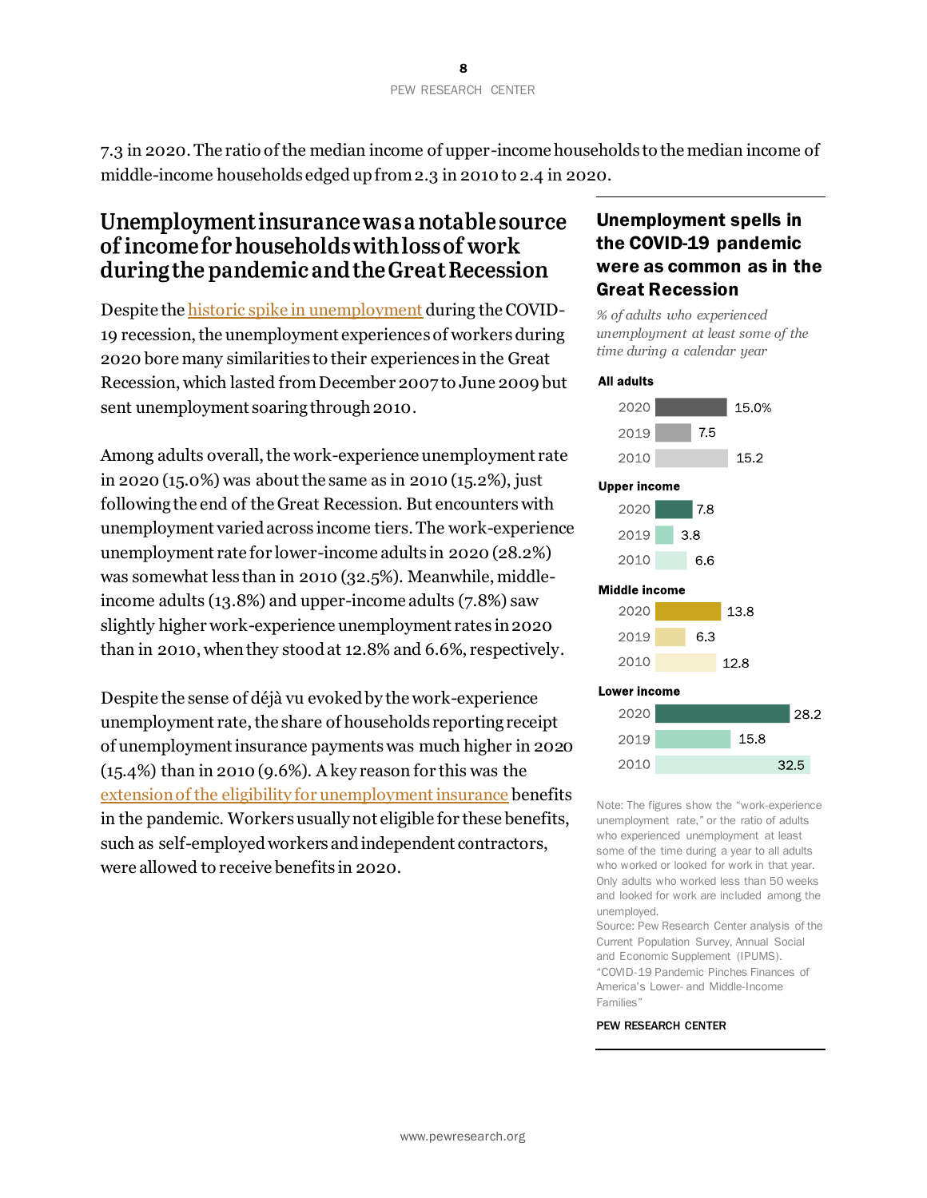7.3 in 2020. The ratio of the median income of upper-income households to the median income of middle-income households edged up from 2.3 in 2010 to 2.4 in 2020.

## Unemployment insurance was a notable source of income for households with loss of work during the pandemic and the Great Recession

Despite the historic spike in unemployment during the COVID-19 recession, the unemployment experiences of workers during 2020 bore many similarities to their experiences in the Great Recession, which lasted from December 2007 to June 2009 but sent unemployment soaring through 2010.

Among adults overall, the work-experience unemployment rate in 2020 (15.0%) was about the same as in 2010 (15.2%), just following the end of the Great Recession. But encounters with unemployment varied across income tiers. The work-experience unemployment rate for lower-income adults in 2020 (28.2%) was somewhat less than in 2010 (32.5%). Meanwhile, middle-income adults (13.8%) and upper-income adults (7.8%) saw slightly higher work-experience unemployment rates in 2020 than in 2010, when they stood at 12.8% and 6.6%, respectively.

Despite the sense of déjà vu evoked by the work-experience unemployment rate, the share of households reporting receipt of unemployment insurance payments was much higher in 2020 (15.4%) than in 2010 (9.6%). A key reason for this was the extension of the eligibility for unemployment insurance benefits in the pandemic. Workers usually not eligible for these benefits, such as self-employed workers and independent contractors, were allowed to receive benefits in 2020.

### Unemployment spells in the COVID-19 pandemic were as common as in the Great Recession

*% of adults who experienced unemployment at least some of the time during a calendar year*

| | 2020 | 2019 | 2010 |
|---|---|---|---|
| All adults | 15.0% | 7.5 | 15.2 |
| Upper income | 7.8 | 3.8 | 6.6 |
| Middle income | 13.8 | 6.3 | 12.8 |
| Lower income | 28.2 | 15.8 | 32.5 |

Note: The figures show the "work-experience unemployment rate," or the ratio of adults who experienced unemployment at least some of the time during a year to all adults who worked or looked for work in that year. Only adults who worked less than 50 weeks and looked for work are included among the unemployed.

Source: Pew Research Center analysis of the Current Population Survey, Annual Social and Economic Supplement (IPUMS).

"COVID-19 Pandemic Pinches Finances of America's Lower- and Middle-Income Families"

PEW RESEARCH CENTER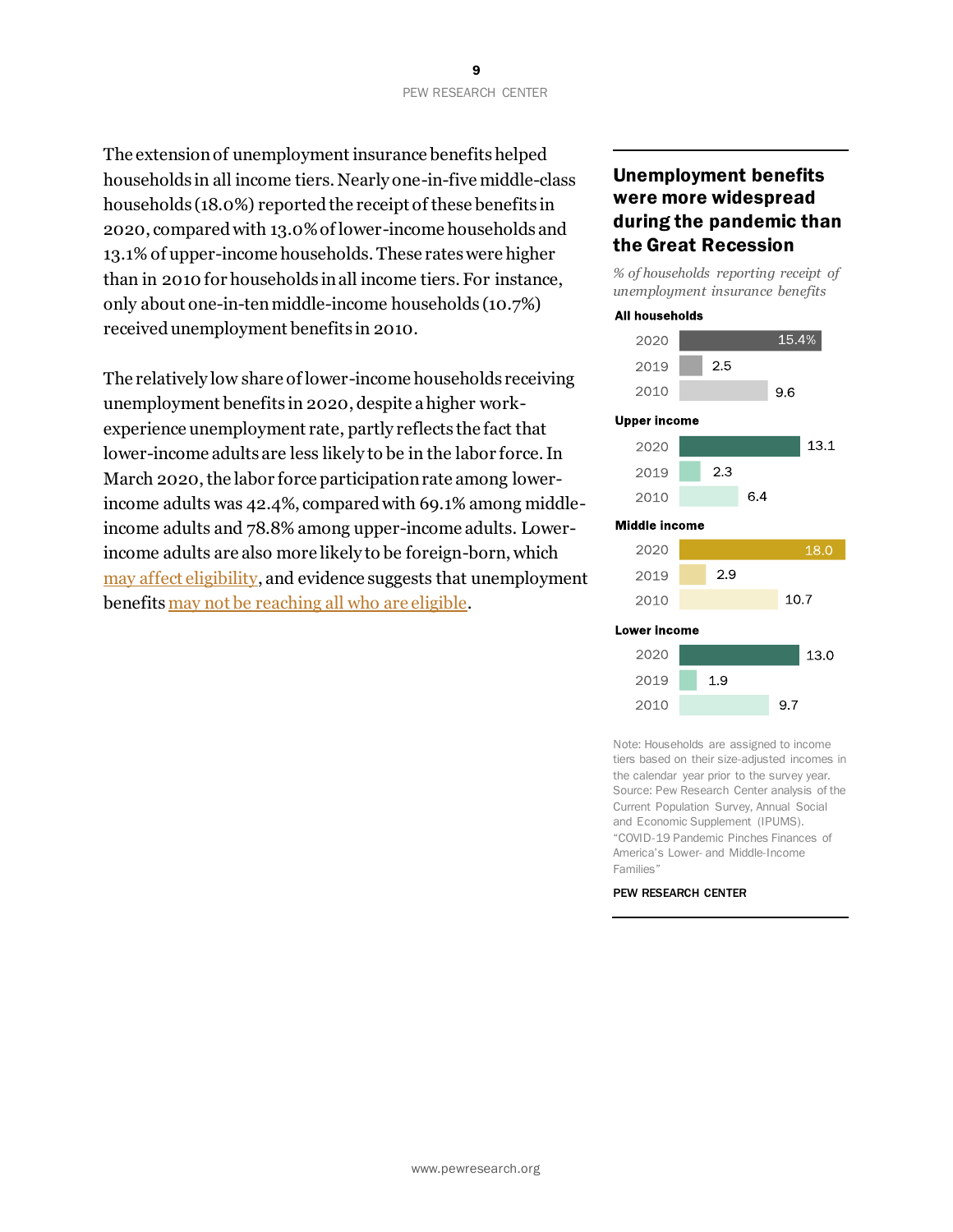The extension of unemployment insurance benefits helped households in all income tiers. Nearly one-in-five middle-class households (18.0%) reported the receipt of these benefits in 2020, compared with 13.0% of lower-income households and 13.1% of upper-income households. These rates were higher than in 2010 for households in all income tiers. For instance, only about one-in-ten middle-income households (10.7%) received unemployment benefits in 2010.

The relatively low share of lower-income households receiving unemployment benefits in 2020, despite a higher work-experience unemployment rate, partly reflects the fact that lower-income adults are less likely to be in the labor force. In March 2020, the labor force participation rate among lower-income adults was 42.4%, compared with 69.1% among middle-income adults and 78.8% among upper-income adults. Lower-income adults are also more likely to be foreign-born, which may affect eligibility, and evidence suggests that unemployment benefits may not be reaching all who are eligible.

## Unemployment benefits were more widespread during the pandemic than the Great Recession

*% of households reporting receipt of unemployment insurance benefits*

| | 2020 | 2019 | 2010 |
|---|---|---|---|
| All households | 15.4% | 2.5 | 9.6 |
| Upper income | 13.1 | 2.3 | 6.4 |
| Middle income | 18.0 | 2.9 | 10.7 |
| Lower income | 13.0 | 1.9 | 9.7 |

Note: Households are assigned to income tiers based on their size-adjusted incomes in the calendar year prior to the survey year.
Source: Pew Research Center analysis of the Current Population Survey, Annual Social and Economic Supplement (IPUMS).
"COVID-19 Pandemic Pinches Finances of America's Lower- and Middle-Income Families"

PEW RESEARCH CENTER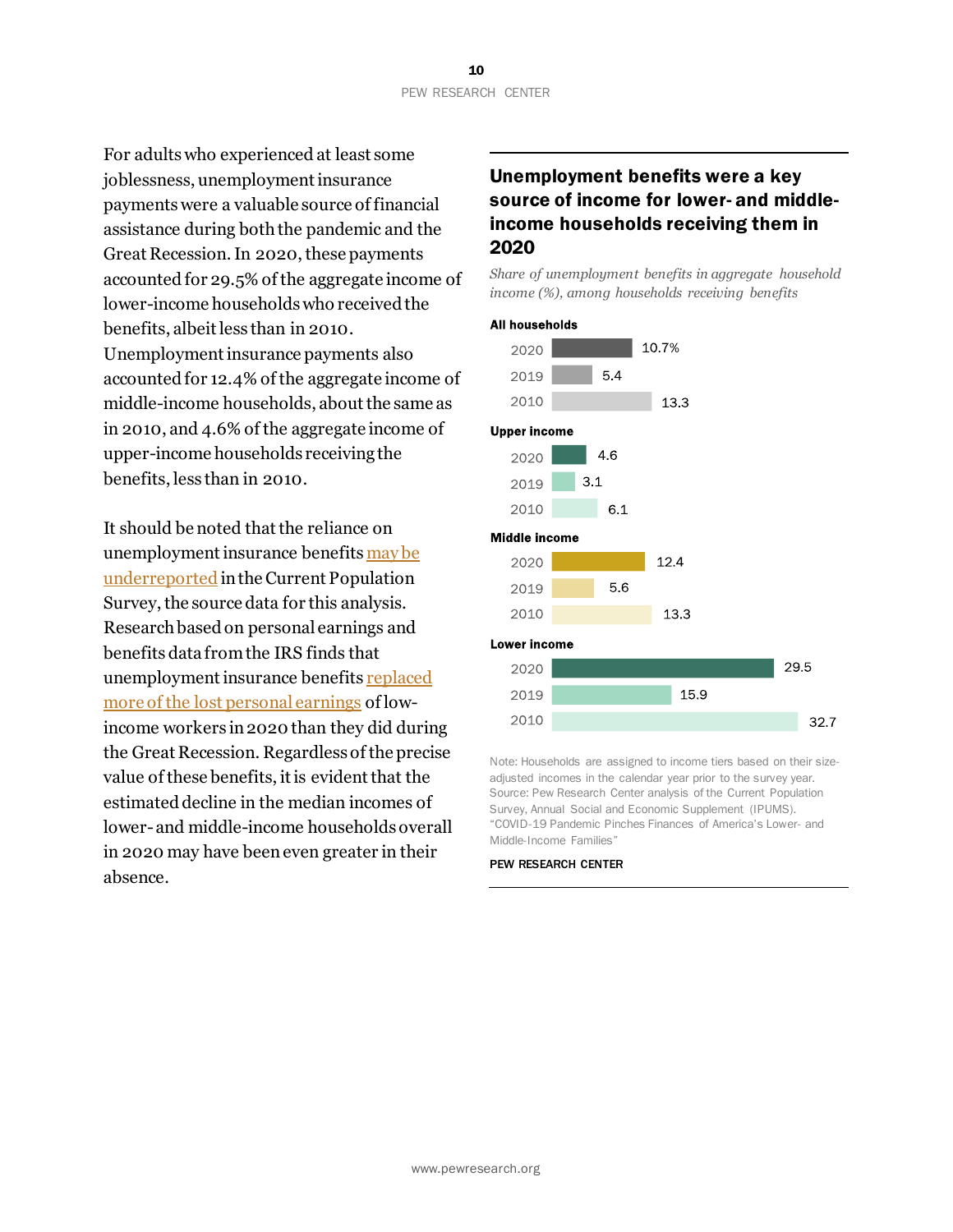For adults who experienced at least some joblessness, unemployment insurance payments were a valuable source of financial assistance during both the pandemic and the Great Recession. In 2020, these payments accounted for 29.5% of the aggregate income of lower-income households who received the benefits, albeit less than in 2010. Unemployment insurance payments also accounted for 12.4% of the aggregate income of middle-income households, about the same as in 2010, and 4.6% of the aggregate income of upper-income households receiving the benefits, less than in 2010.

It should be noted that the reliance on unemployment insurance benefits may be underreported in the Current Population Survey, the source data for this analysis. Research based on personal earnings and benefits data from the IRS finds that unemployment insurance benefits replaced more of the lost personal earnings of low-income workers in 2020 than they did during the Great Recession. Regardless of the precise value of these benefits, it is evident that the estimated decline in the median incomes of lower- and middle-income households overall in 2020 may have been even greater in their absence.

## Unemployment benefits were a key source of income for lower- and middle-income households receiving them in 2020

*Share of unemployment benefits in aggregate household income (%), among households receiving benefits*

| | 2020 | 2019 | 2010 |
|---|---|---|---|
| All households | 10.7% | 5.4 | 13.3 |
| Upper income | 4.6 | 3.1 | 6.1 |
| Middle income | 12.4 | 5.6 | 13.3 |
| Lower income | 29.5 | 15.9 | 32.7 |

Note: Households are assigned to income tiers based on their size-adjusted incomes in the calendar year prior to the survey year.
Source: Pew Research Center analysis of the Current Population Survey, Annual Social and Economic Supplement (IPUMS).
"COVID-19 Pandemic Pinches Finances of America's Lower- and Middle-Income Families"

PEW RESEARCH CENTER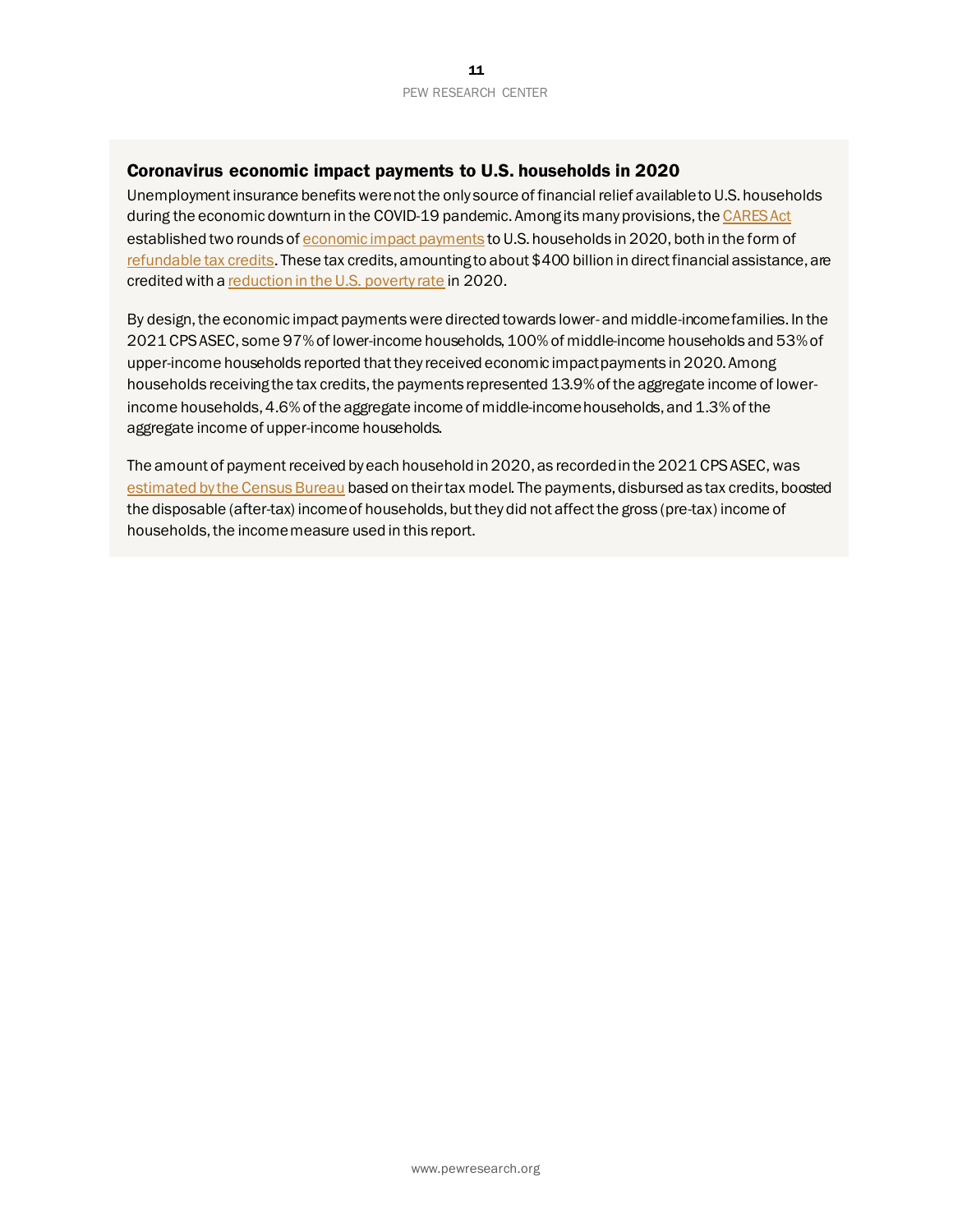### Coronavirus economic impact payments to U.S. households in 2020

Unemployment insurance benefits were not the only source of financial relief available to U.S. households during the economic downturn in the COVID-19 pandemic. Among its many provisions, the CARES Act established two rounds of economic impact payments to U.S. households in 2020, both in the form of refundable tax credits. These tax credits, amounting to about $400 billion in direct financial assistance, are credited with a reduction in the U.S. poverty rate in 2020.

By design, the economic impact payments were directed towards lower- and middle-income families. In the 2021 CPS ASEC, some 97% of lower-income households, 100% of middle-income households and 53% of upper-income households reported that they received economic impact payments in 2020. Among households receiving the tax credits, the payments represented 13.9% of the aggregate income of lower-income households, 4.6% of the aggregate income of middle-income households, and 1.3% of the aggregate income of upper-income households.

The amount of payment received by each household in 2020, as recorded in the 2021 CPS ASEC, was estimated by the Census Bureau based on their tax model. The payments, disbursed as tax credits, boosted the disposable (after-tax) income of households, but they did not affect the gross (pre-tax) income of households, the income measure used in this report.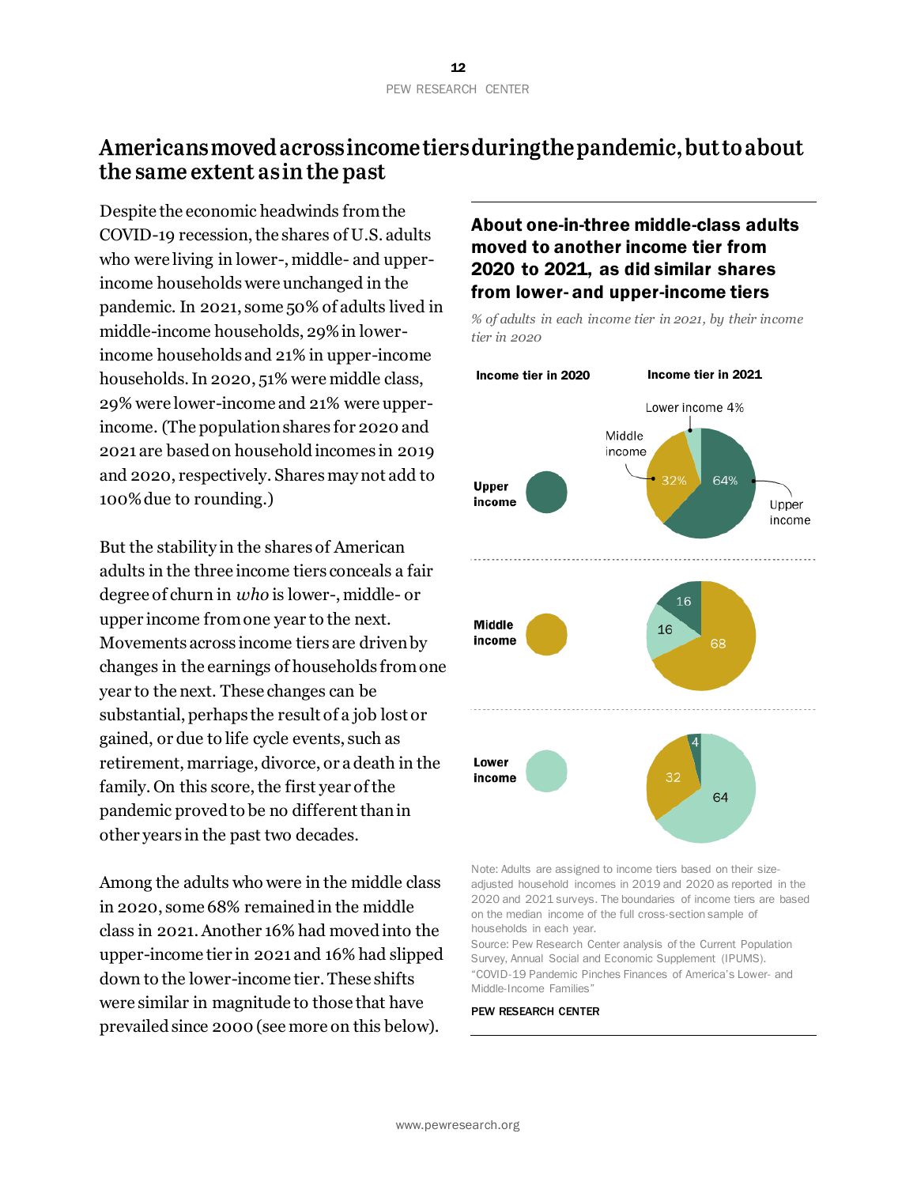## Americans moved across income tiers during the pandemic, but to about the same extent as in the past

Despite the economic headwinds from the COVID-19 recession, the shares of U.S. adults who were living in lower-, middle- and upper-income households were unchanged in the pandemic. In 2021, some 50% of adults lived in middle-income households, 29% in lower-income households and 21% in upper-income households. In 2020, 51% were middle class, 29% were lower-income and 21% were upper-income. (The population shares for 2020 and 2021 are based on household incomes in 2019 and 2020, respectively. Shares may not add to 100% due to rounding.)

But the stability in the shares of American adults in the three income tiers conceals a fair degree of churn in *who* is lower-, middle- or upper income from one year to the next. Movements across income tiers are driven by changes in the earnings of households from one year to the next. These changes can be substantial, perhaps the result of a job lost or gained, or due to life cycle events, such as retirement, marriage, divorce, or a death in the family. On this score, the first year of the pandemic proved to be no different than in other years in the past two decades.

Among the adults who were in the middle class in 2020, some 68% remained in the middle class in 2021. Another 16% had moved into the upper-income tier in 2021 and 16% had slipped down to the lower-income tier. These shifts were similar in magnitude to those that have prevailed since 2000 (see more on this below).

**About one-in-three middle-class adults moved to another income tier from 2020 to 2021, as did similar shares from lower- and upper-income tiers**

*% of adults in each income tier in 2021, by their income tier in 2020*

| Income tier in 2020 | Income tier in 2021: Lower income | Middle income | Upper income |
|---|---|---|---|
| Upper income | 4% | 32% | 64% |
| Middle income | 16 | 68 | 16 |
| Lower income | 64 | 32 | 4 |

Note: Adults are assigned to income tiers based on their size-adjusted household incomes in 2019 and 2020 as reported in the 2020 and 2021 surveys. The boundaries of income tiers are based on the median income of the full cross-section sample of households in each year.

Source: Pew Research Center analysis of the Current Population Survey, Annual Social and Economic Supplement (IPUMS).

"COVID-19 Pandemic Pinches Finances of America's Lower- and Middle-Income Families"

PEW RESEARCH CENTER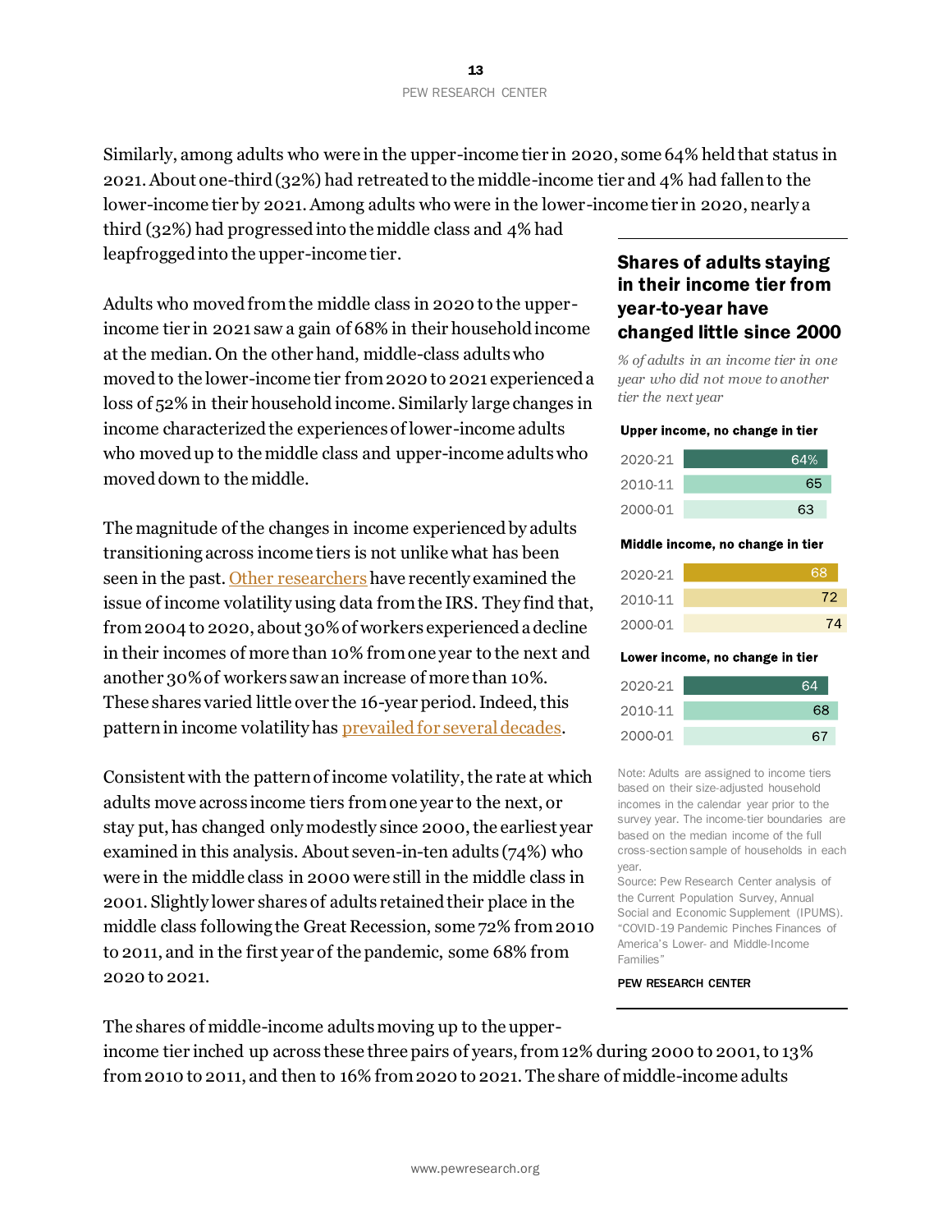Similarly, among adults who were in the upper-income tier in 2020, some 64% held that status in 2021. About one-third (32%) had retreated to the middle-income tier and 4% had fallen to the lower-income tier by 2021. Among adults who were in the lower-income tier in 2020, nearly a third (32%) had progressed into the middle class and 4% had leapfrogged into the upper-income tier.

Adults who moved from the middle class in 2020 to the upper-income tier in 2021 saw a gain of 68% in their household income at the median. On the other hand, middle-class adults who moved to the lower-income tier from 2020 to 2021 experienced a loss of 52% in their household income. Similarly large changes in income characterized the experiences of lower-income adults who moved up to the middle class and upper-income adults who moved down to the middle.

The magnitude of the changes in income experienced by adults transitioning across income tiers is not unlike what has been seen in the past. Other researchers have recently examined the issue of income volatility using data from the IRS. They find that, from 2004 to 2020, about 30% of workers experienced a decline in their incomes of more than 10% from one year to the next and another 30% of workers saw an increase of more than 10%. These shares varied little over the 16-year period. Indeed, this pattern in income volatility has prevailed for several decades.

Consistent with the pattern of income volatility, the rate at which adults move across income tiers from one year to the next, or stay put, has changed only modestly since 2000, the earliest year examined in this analysis. About seven-in-ten adults (74%) who were in the middle class in 2000 were still in the middle class in 2001. Slightly lower shares of adults retained their place in the middle class following the Great Recession, some 72% from 2010 to 2011, and in the first year of the pandemic, some 68% from 2020 to 2021.

### Shares of adults staying in their income tier from year-to-year have changed little since 2000

*% of adults in an income tier in one year who did not move to another tier the next year*

**Upper income, no change in tier**

| Years | % |
|---|---|
| 2020-21 | 64% |
| 2010-11 | 65 |
| 2000-01 | 63 |

**Middle income, no change in tier**

| Years | % |
|---|---|
| 2020-21 | 68 |
| 2010-11 | 72 |
| 2000-01 | 74 |

**Lower income, no change in tier**

| Years | % |
|---|---|
| 2020-21 | 64 |
| 2010-11 | 68 |
| 2000-01 | 67 |

Note: Adults are assigned to income tiers based on their size-adjusted household incomes in the calendar year prior to the survey year. The income-tier boundaries are based on the median income of the full cross-section sample of households in each year.

Source: Pew Research Center analysis of the Current Population Survey, Annual Social and Economic Supplement (IPUMS).
"COVID-19 Pandemic Pinches Finances of America's Lower- and Middle-Income Families"

PEW RESEARCH CENTER

The shares of middle-income adults moving up to the upper-income tier inched up across these three pairs of years, from 12% during 2000 to 2001, to 13% from 2010 to 2011, and then to 16% from 2020 to 2021. The share of middle-income adults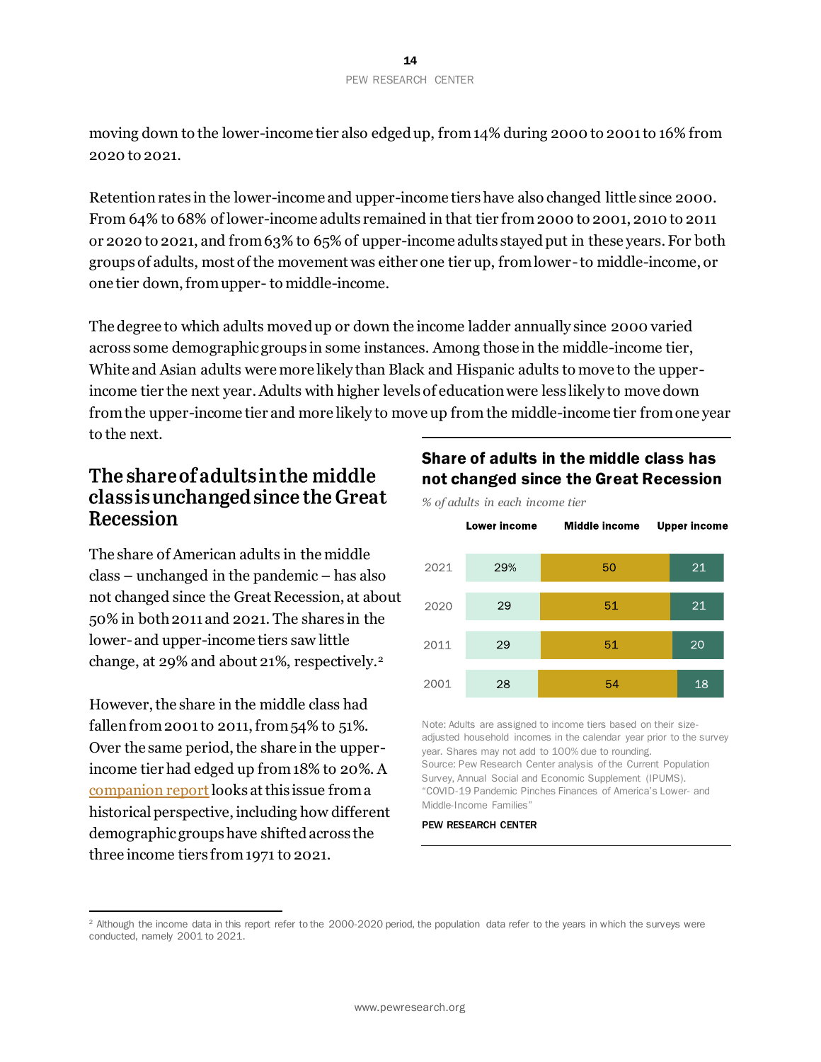moving down to the lower-income tier also edged up, from 14% during 2000 to 2001 to 16% from 2020 to 2021.

Retention rates in the lower-income and upper-income tiers have also changed little since 2000. From 64% to 68% of lower-income adults remained in that tier from 2000 to 2001, 2010 to 2011 or 2020 to 2021, and from 63% to 65% of upper-income adults stayed put in these years. For both groups of adults, most of the movement was either one tier up, from lower- to middle-income, or one tier down, from upper- to middle-income.

The degree to which adults moved up or down the income ladder annually since 2000 varied across some demographic groups in some instances. Among those in the middle-income tier, White and Asian adults were more likely than Black and Hispanic adults to move to the upper-income tier the next year. Adults with higher levels of education were less likely to move down from the upper-income tier and more likely to move up from the middle-income tier from one year to the next.

## The share of adults in the middle class is unchanged since the Great Recession

The share of American adults in the middle class – unchanged in the pandemic – has also not changed since the Great Recession, at about 50% in both 2011 and 2021. The shares in the lower- and upper-income tiers saw little change, at 29% and about 21%, respectively.[2]

However, the share in the middle class had fallen from 2001 to 2011, from 54% to 51%. Over the same period, the share in the upper-income tier had edged up from 18% to 20%. A companion report looks at this issue from a historical perspective, including how different demographic groups have shifted across the three income tiers from 1971 to 2021.

**Share of adults in the middle class has not changed since the Great Recession**

*% of adults in each income tier*

| | Lower income | Middle income | Upper income |
|---|---|---|---|
| 2021 | 29% | 50 | 21 |
| 2020 | 29 | 51 | 21 |
| 2011 | 29 | 51 | 20 |
| 2001 | 28 | 54 | 18 |

Note: Adults are assigned to income tiers based on their size-adjusted household incomes in the calendar year prior to the survey year. Shares may not add to 100% due to rounding.
Source: Pew Research Center analysis of the Current Population Survey, Annual Social and Economic Supplement (IPUMS).
"COVID-19 Pandemic Pinches Finances of America's Lower- and Middle-Income Families"

PEW RESEARCH CENTER

[2] Although the income data in this report refer to the 2000-2020 period, the population data refer to the years in which the surveys were conducted, namely 2001 to 2021.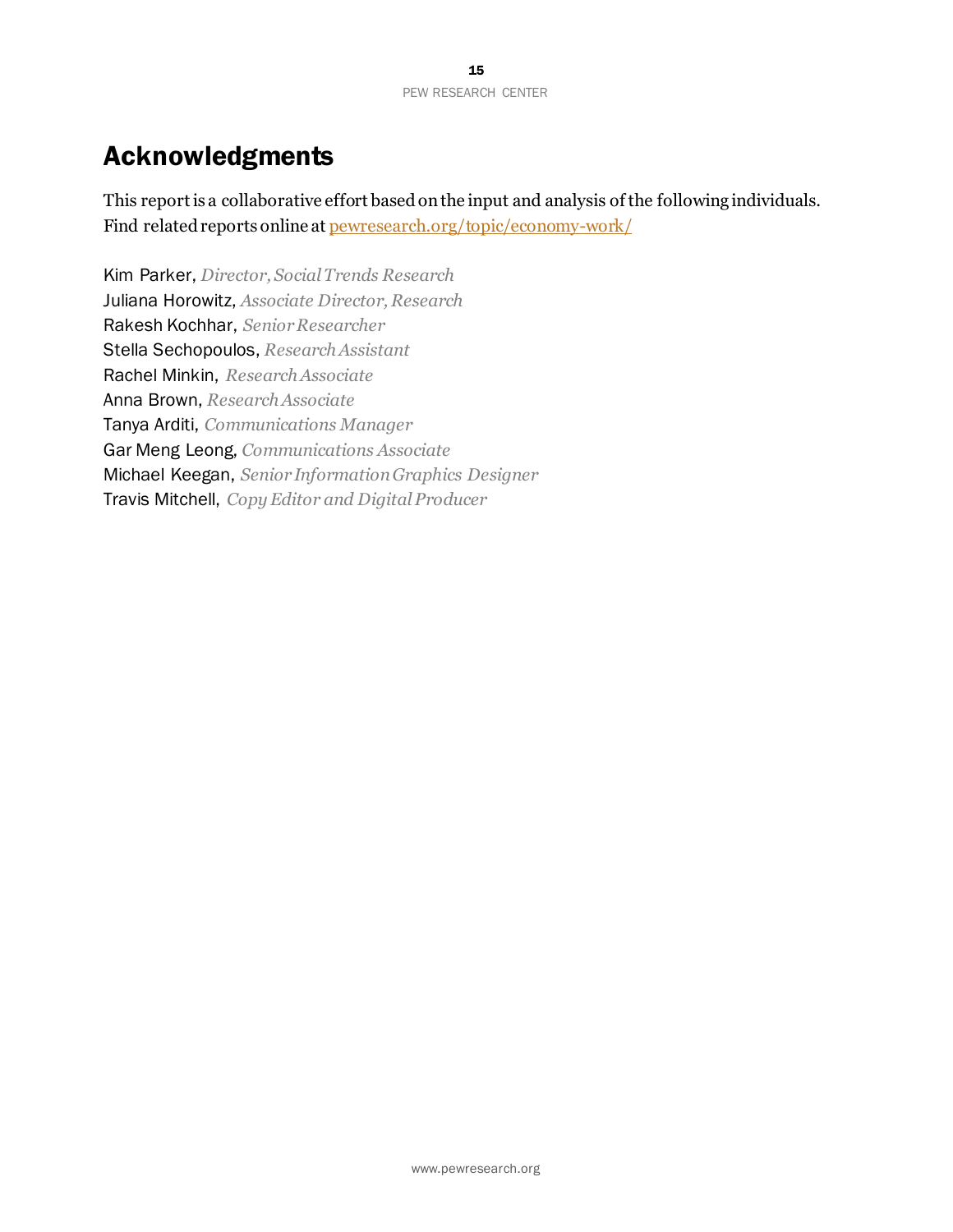# Acknowledgments

This report is a collaborative effort based on the input and analysis of the following individuals. Find related reports online at [pewresearch.org/topic/economy-work/](pewresearch.org/topic/economy-work/)

Kim Parker, *Director, Social Trends Research*
Juliana Horowitz, *Associate Director, Research*
Rakesh Kochhar, *Senior Researcher*
Stella Sechopoulos, *Research Assistant*
Rachel Minkin, *Research Associate*
Anna Brown, *Research Associate*
Tanya Arditi, *Communications Manager*
Gar Meng Leong, *Communications Associate*
Michael Keegan, *Senior Information Graphics Designer*
Travis Mitchell, *Copy Editor and Digital Producer*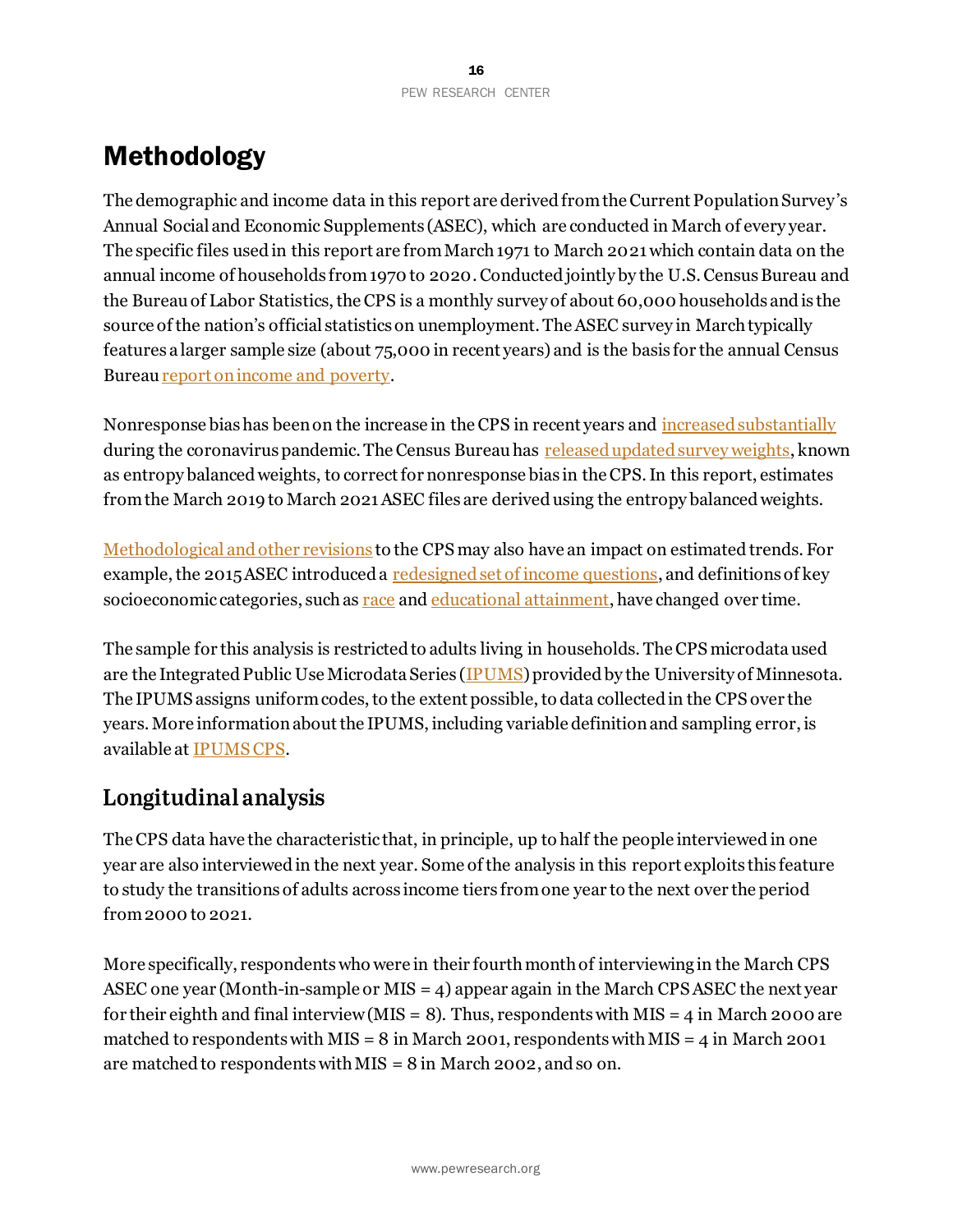# Methodology

The demographic and income data in this report are derived from the Current Population Survey's Annual Social and Economic Supplements (ASEC), which are conducted in March of every year. The specific files used in this report are from March 1971 to March 2021 which contain data on the annual income of households from 1970 to 2020. Conducted jointly by the U.S. Census Bureau and the Bureau of Labor Statistics, the CPS is a monthly survey of about 60,000 households and is the source of the nation's official statistics on unemployment. The ASEC survey in March typically features a larger sample size (about 75,000 in recent years) and is the basis for the annual Census Bureau report on income and poverty.

Nonresponse bias has been on the increase in the CPS in recent years and increased substantially during the coronavirus pandemic. The Census Bureau has released updated survey weights, known as entropy balanced weights, to correct for nonresponse bias in the CPS. In this report, estimates from the March 2019 to March 2021 ASEC files are derived using the entropy balanced weights.

Methodological and other revisions to the CPS may also have an impact on estimated trends. For example, the 2015 ASEC introduced a redesigned set of income questions, and definitions of key socioeconomic categories, such as race and educational attainment, have changed over time.

The sample for this analysis is restricted to adults living in households. The CPS microdata used are the Integrated Public Use Microdata Series (IPUMS) provided by the University of Minnesota. The IPUMS assigns uniform codes, to the extent possible, to data collected in the CPS over the years. More information about the IPUMS, including variable definition and sampling error, is available at IPUMS CPS.

## Longitudinal analysis

The CPS data have the characteristic that, in principle, up to half the people interviewed in one year are also interviewed in the next year. Some of the analysis in this report exploits this feature to study the transitions of adults across income tiers from one year to the next over the period from 2000 to 2021.

More specifically, respondents who were in their fourth month of interviewing in the March CPS ASEC one year (Month-in-sample or MIS = 4) appear again in the March CPS ASEC the next year for their eighth and final interview (MIS = 8). Thus, respondents with MIS = 4 in March 2000 are matched to respondents with MIS = 8 in March 2001, respondents with MIS = 4 in March 2001 are matched to respondents with MIS = 8 in March 2002, and so on.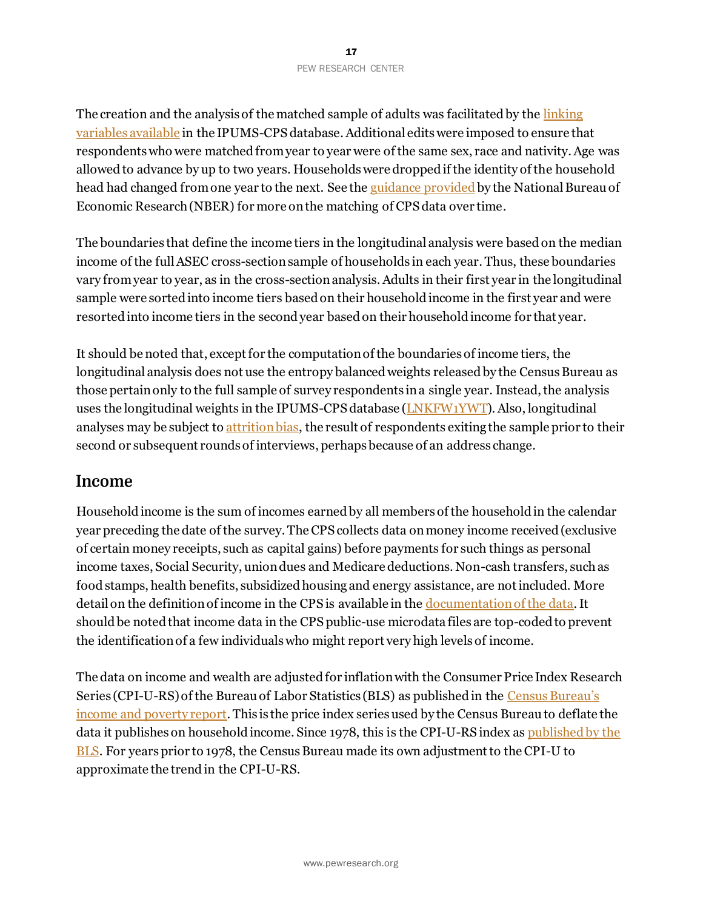The creation and the analysis of the matched sample of adults was facilitated by the linking variables available in the IPUMS-CPS database. Additional edits were imposed to ensure that respondents who were matched from year to year were of the same sex, race and nativity. Age was allowed to advance by up to two years. Households were dropped if the identity of the household head had changed from one year to the next. See the guidance provided by the National Bureau of Economic Research (NBER) for more on the matching of CPS data over time.

The boundaries that define the income tiers in the longitudinal analysis were based on the median income of the full ASEC cross-section sample of households in each year. Thus, these boundaries vary from year to year, as in the cross-section analysis. Adults in their first year in the longitudinal sample were sorted into income tiers based on their household income in the first year and were resorted into income tiers in the second year based on their household income for that year.

It should be noted that, except for the computation of the boundaries of income tiers, the longitudinal analysis does not use the entropy balanced weights released by the Census Bureau as those pertain only to the full sample of survey respondents in a single year. Instead, the analysis uses the longitudinal weights in the IPUMS-CPS database (LNKFW1YWT). Also, longitudinal analyses may be subject to attrition bias, the result of respondents exiting the sample prior to their second or subsequent rounds of interviews, perhaps because of an address change.

## Income

Household income is the sum of incomes earned by all members of the household in the calendar year preceding the date of the survey. The CPS collects data on money income received (exclusive of certain money receipts, such as capital gains) before payments for such things as personal income taxes, Social Security, union dues and Medicare deductions. Non-cash transfers, such as food stamps, health benefits, subsidized housing and energy assistance, are not included. More detail on the definition of income in the CPS is available in the documentation of the data. It should be noted that income data in the CPS public-use microdata files are top-coded to prevent the identification of a few individuals who might report very high levels of income.

The data on income and wealth are adjusted for inflation with the Consumer Price Index Research Series (CPI-U-RS) of the Bureau of Labor Statistics (BLS) as published in the Census Bureau's income and poverty report. This is the price index series used by the Census Bureau to deflate the data it publishes on household income. Since 1978, this is the CPI-U-RS index as published by the BLS. For years prior to 1978, the Census Bureau made its own adjustment to the CPI-U to approximate the trend in the CPI-U-RS.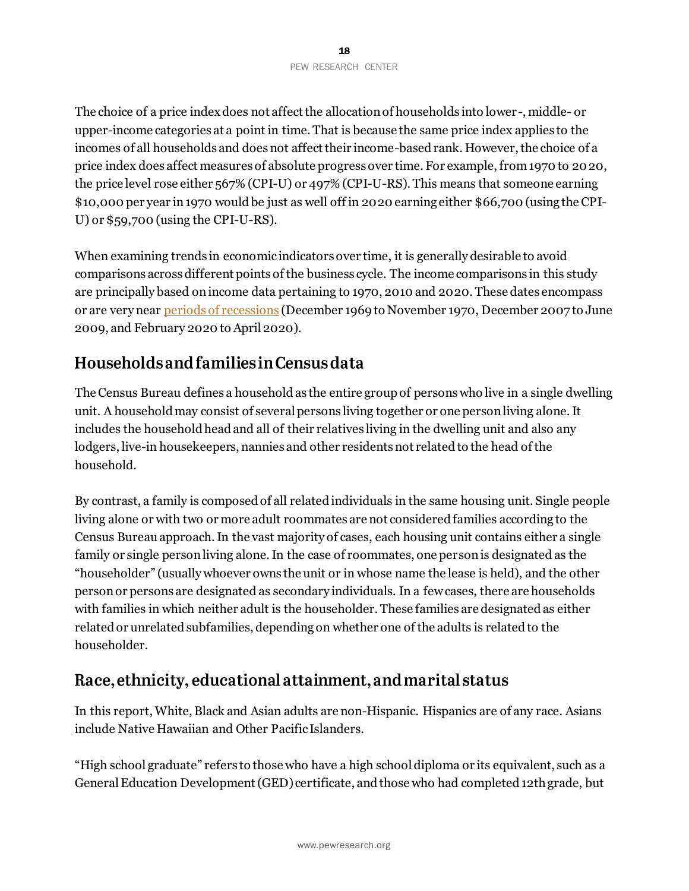The choice of a price index does not affect the allocation of households into lower-, middle- or upper-income categories at a point in time. That is because the same price index applies to the incomes of all households and does not affect their income-based rank. However, the choice of a price index does affect measures of absolute progress over time. For example, from 1970 to 2020, the price level rose either 567% (CPI-U) or 497% (CPI-U-RS). This means that someone earning $10,000 per year in 1970 would be just as well off in 2020 earning either $66,700 (using the CPI-U) or $59,700 (using the CPI-U-RS).

When examining trends in economic indicators over time, it is generally desirable to avoid comparisons across different points of the business cycle. The income comparisons in this study are principally based on income data pertaining to 1970, 2010 and 2020. These dates encompass or are very near periods of recessions (December 1969 to November 1970, December 2007 to June 2009, and February 2020 to April 2020).

## Households and families in Census data

The Census Bureau defines a household as the entire group of persons who live in a single dwelling unit. A household may consist of several persons living together or one person living alone. It includes the household head and all of their relatives living in the dwelling unit and also any lodgers, live-in housekeepers, nannies and other residents not related to the head of the household.

By contrast, a family is composed of all related individuals in the same housing unit. Single people living alone or with two or more adult roommates are not considered families according to the Census Bureau approach. In the vast majority of cases, each housing unit contains either a single family or single person living alone. In the case of roommates, one person is designated as the "householder" (usually whoever owns the unit or in whose name the lease is held), and the other person or persons are designated as secondary individuals. In a few cases, there are households with families in which neither adult is the householder. These families are designated as either related or unrelated subfamilies, depending on whether one of the adults is related to the householder.

## Race, ethnicity, educational attainment, and marital status

In this report, White, Black and Asian adults are non-Hispanic. Hispanics are of any race. Asians include Native Hawaiian and Other Pacific Islanders.

"High school graduate" refers to those who have a high school diploma or its equivalent, such as a General Education Development (GED) certificate, and those who had completed 12th grade, but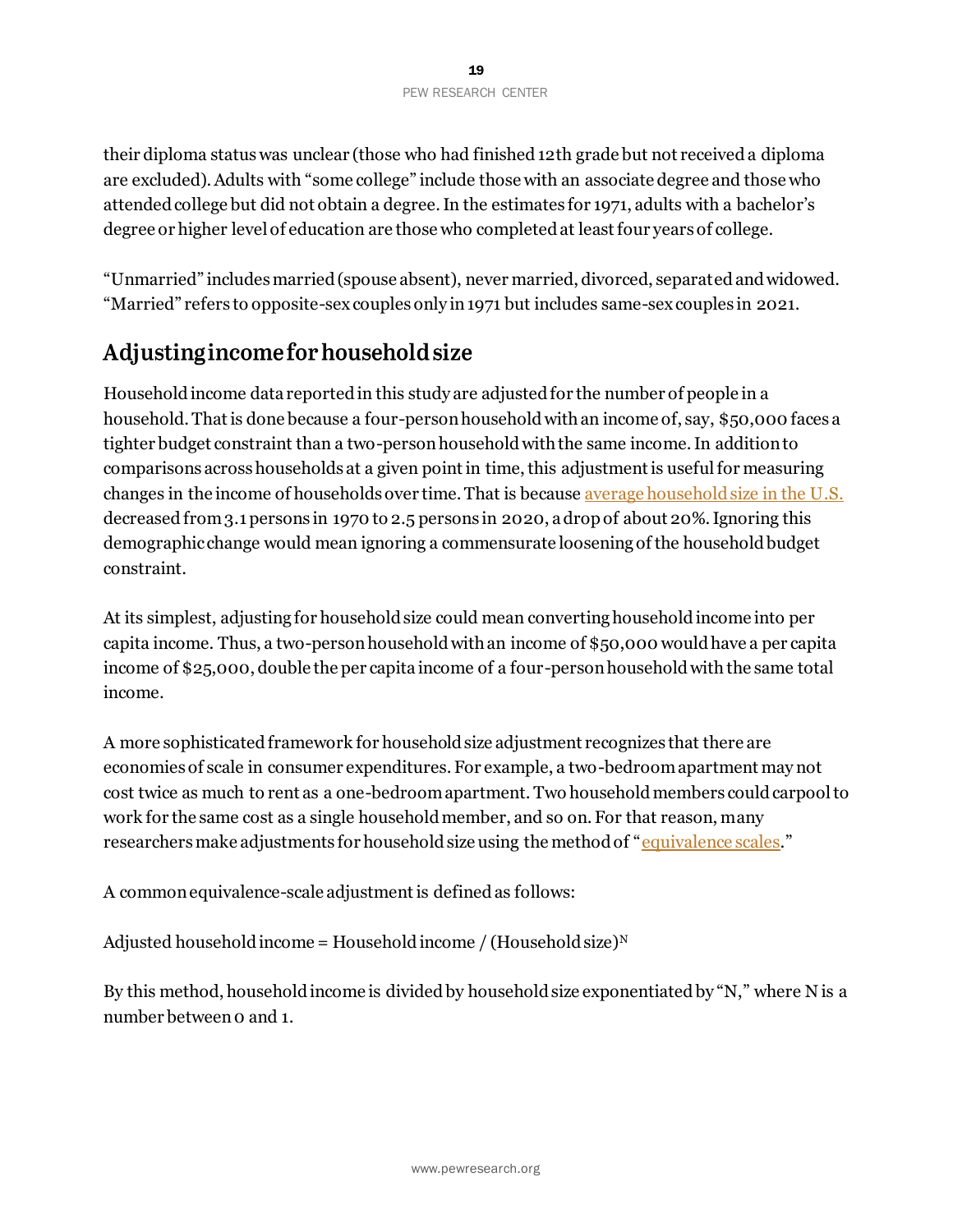their diploma status was unclear (those who had finished 12th grade but not received a diploma are excluded). Adults with "some college" include those with an associate degree and those who attended college but did not obtain a degree. In the estimates for 1971, adults with a bachelor's degree or higher level of education are those who completed at least four years of college.

"Unmarried" includes married (spouse absent), never married, divorced, separated and widowed. "Married" refers to opposite-sex couples only in 1971 but includes same-sex couples in 2021.

## Adjusting income for household size

Household income data reported in this study are adjusted for the number of people in a household. That is done because a four-person household with an income of, say, $50,000 faces a tighter budget constraint than a two-person household with the same income. In addition to comparisons across households at a given point in time, this adjustment is useful for measuring changes in the income of households over time. That is because average household size in the U.S. decreased from 3.1 persons in 1970 to 2.5 persons in 2020, a drop of about 20%. Ignoring this demographic change would mean ignoring a commensurate loosening of the household budget constraint.

At its simplest, adjusting for household size could mean converting household income into per capita income. Thus, a two-person household with an income of $50,000 would have a per capita income of $25,000, double the per capita income of a four-person household with the same total income.

A more sophisticated framework for household size adjustment recognizes that there are economies of scale in consumer expenditures. For example, a two-bedroom apartment may not cost twice as much to rent as a one-bedroom apartment. Two household members could carpool to work for the same cost as a single household member, and so on. For that reason, many researchers make adjustments for household size using the method of "equivalence scales."

A common equivalence-scale adjustment is defined as follows:

Adjusted household income = Household income / $(\text{Household size})^N$

By this method, household income is divided by household size exponentiated by "N," where N is a number between 0 and 1.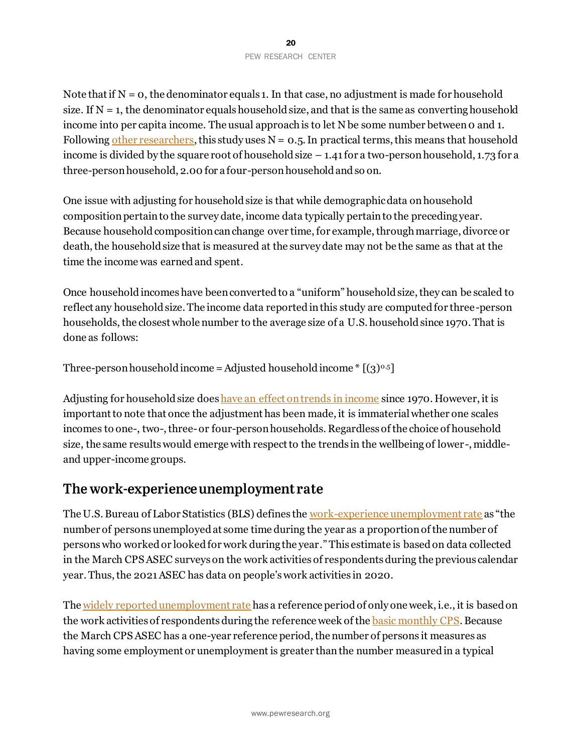Note that if $N = 0$, the denominator equals 1. In that case, no adjustment is made for household size. If $N = 1$, the denominator equals household size, and that is the same as converting household income into per capita income. The usual approach is to let N be some number between 0 and 1. Following other researchers, this study uses $N = 0.5$. In practical terms, this means that household income is divided by the square root of household size – 1.41 for a two-person household, 1.73 for a three-person household, 2.00 for a four-person household and so on.

One issue with adjusting for household size is that while demographic data on household composition pertain to the survey date, income data typically pertain to the preceding year. Because household composition can change over time, for example, through marriage, divorce or death, the household size that is measured at the survey date may not be the same as that at the time the income was earned and spent.

Once household incomes have been converted to a "uniform" household size, they can be scaled to reflect any household size. The income data reported in this study are computed for three-person households, the closest whole number to the average size of a U.S. household since 1970. That is done as follows:

Three-person household income = Adjusted household income * $[(3)^{0.5}]$

Adjusting for household size does have an effect on trends in income since 1970. However, it is important to note that once the adjustment has been made, it is immaterial whether one scales incomes to one-, two-, three- or four-person households. Regardless of the choice of household size, the same results would emerge with respect to the trends in the wellbeing of lower-, middle- and upper-income groups.

## The work-experience unemployment rate

The U.S. Bureau of Labor Statistics (BLS) defines the work-experience unemployment rate as "the number of persons unemployed at some time during the year as a proportion of the number of persons who worked or looked for work during the year." This estimate is based on data collected in the March CPS ASEC surveys on the work activities of respondents during the previous calendar year. Thus, the 2021 ASEC has data on people's work activities in 2020.

The widely reported unemployment rate has a reference period of only one week, i.e., it is based on the work activities of respondents during the reference week of the basic monthly CPS. Because the March CPS ASEC has a one-year reference period, the number of persons it measures as having some employment or unemployment is greater than the number measured in a typical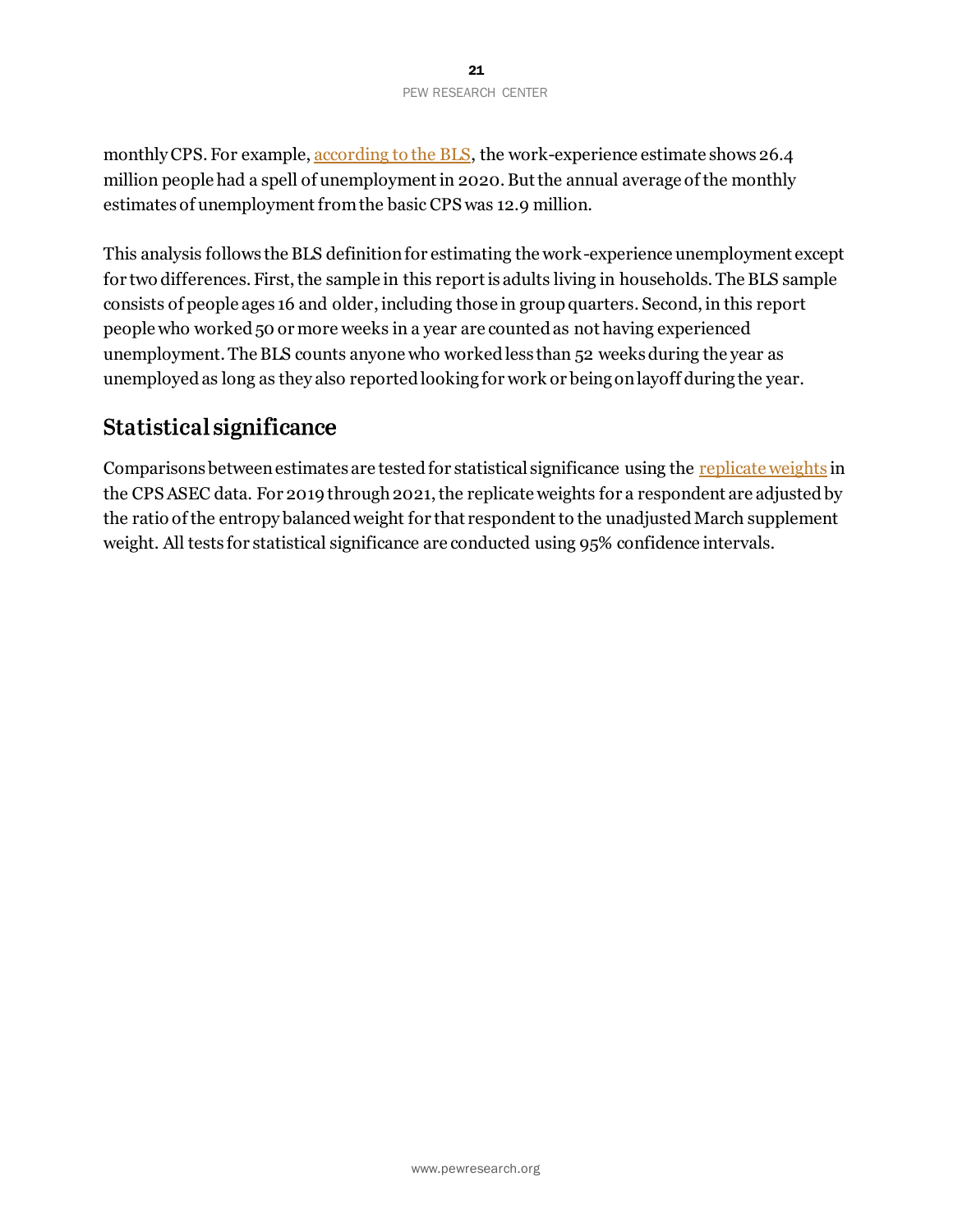monthly CPS. For example, according to the BLS, the work-experience estimate shows 26.4 million people had a spell of unemployment in 2020. But the annual average of the monthly estimates of unemployment from the basic CPS was 12.9 million.

This analysis follows the BLS definition for estimating the work-experience unemployment except for two differences. First, the sample in this report is adults living in households. The BLS sample consists of people ages 16 and older, including those in group quarters. Second, in this report people who worked 50 or more weeks in a year are counted as not having experienced unemployment. The BLS counts anyone who worked less than 52 weeks during the year as unemployed as long as they also reported looking for work or being on layoff during the year.

## Statistical significance

Comparisons between estimates are tested for statistical significance using the replicate weights in the CPS ASEC data. For 2019 through 2021, the replicate weights for a respondent are adjusted by the ratio of the entropy balanced weight for that respondent to the unadjusted March supplement weight. All tests for statistical significance are conducted using 95% confidence intervals.